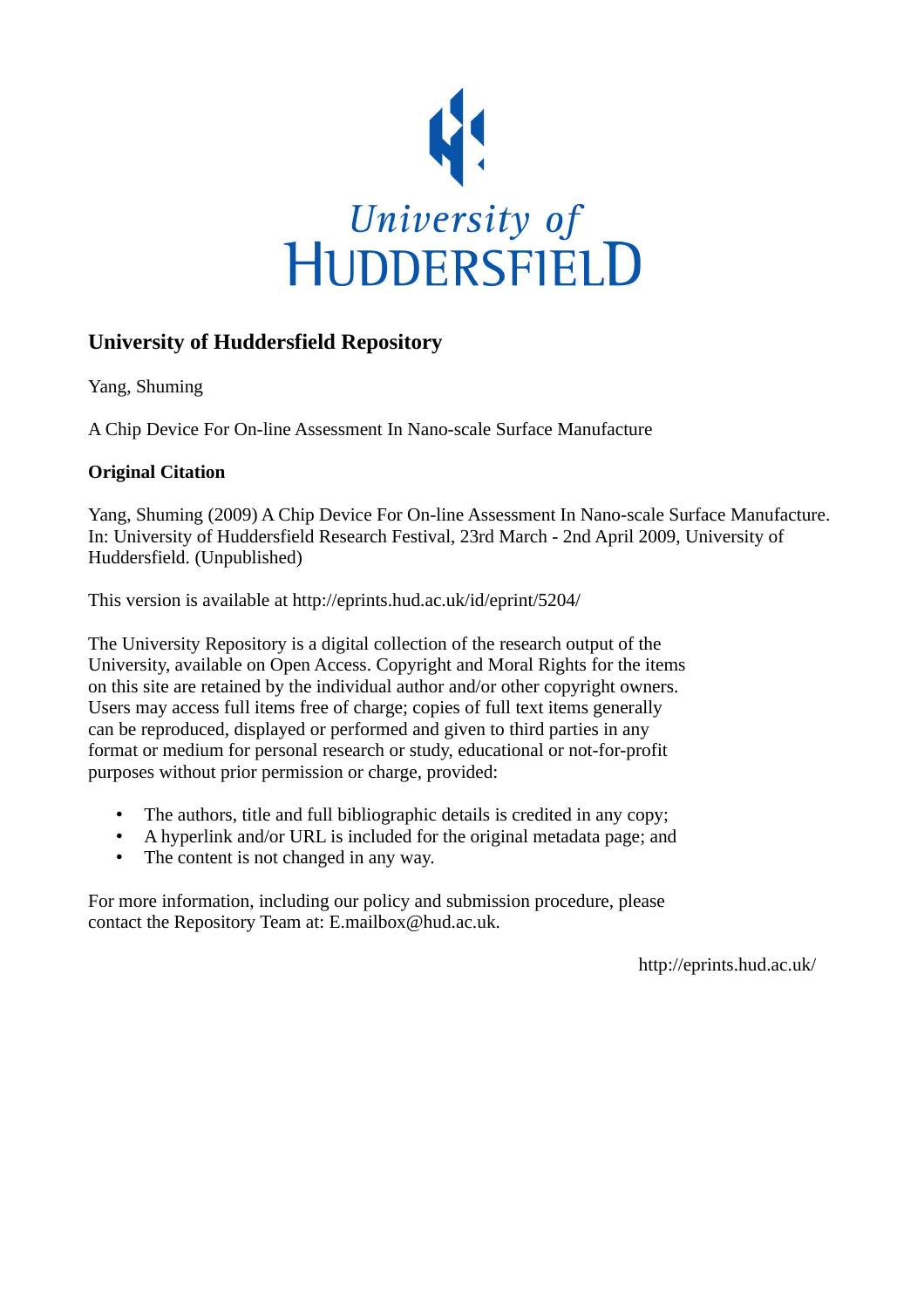# University of Huddersfield Repository

Yang, Shuming

A Chip Device For On-line Assessment In Nano-scale Surface Manufacture

## Original Citation

Yang, Shuming (2009) A Chip Device For On-line Assessment In Nano-scale Surface Manufacture. In: University of Huddersfield Research Festival, 23rd March - 2nd April 2009, University of Huddersfield. (Unpublished)

This version is available at http://eprints.hud.ac.uk/id/eprint/5204/

The University Repository is a digital collection of the research output of the University, available on Open Access. Copyright and Moral Rights for the items on this site are retained by the individual author and/or other copyright owners. Users may access full items free of charge; copies of full text items generally can be reproduced, displayed or performed and given to third parties in any format or medium for personal research or study, educational or not-for-profit purposes without prior permission or charge, provided:

- The authors, title and full bibliographic details is credited in any copy;
- A hyperlink and/or URL is included for the original metadata page; and
- The content is not changed in any way.

For more information, including our policy and submission procedure, please contact the Repository Team at: E.mailbox@hud.ac.uk.

http://eprints.hud.ac.uk/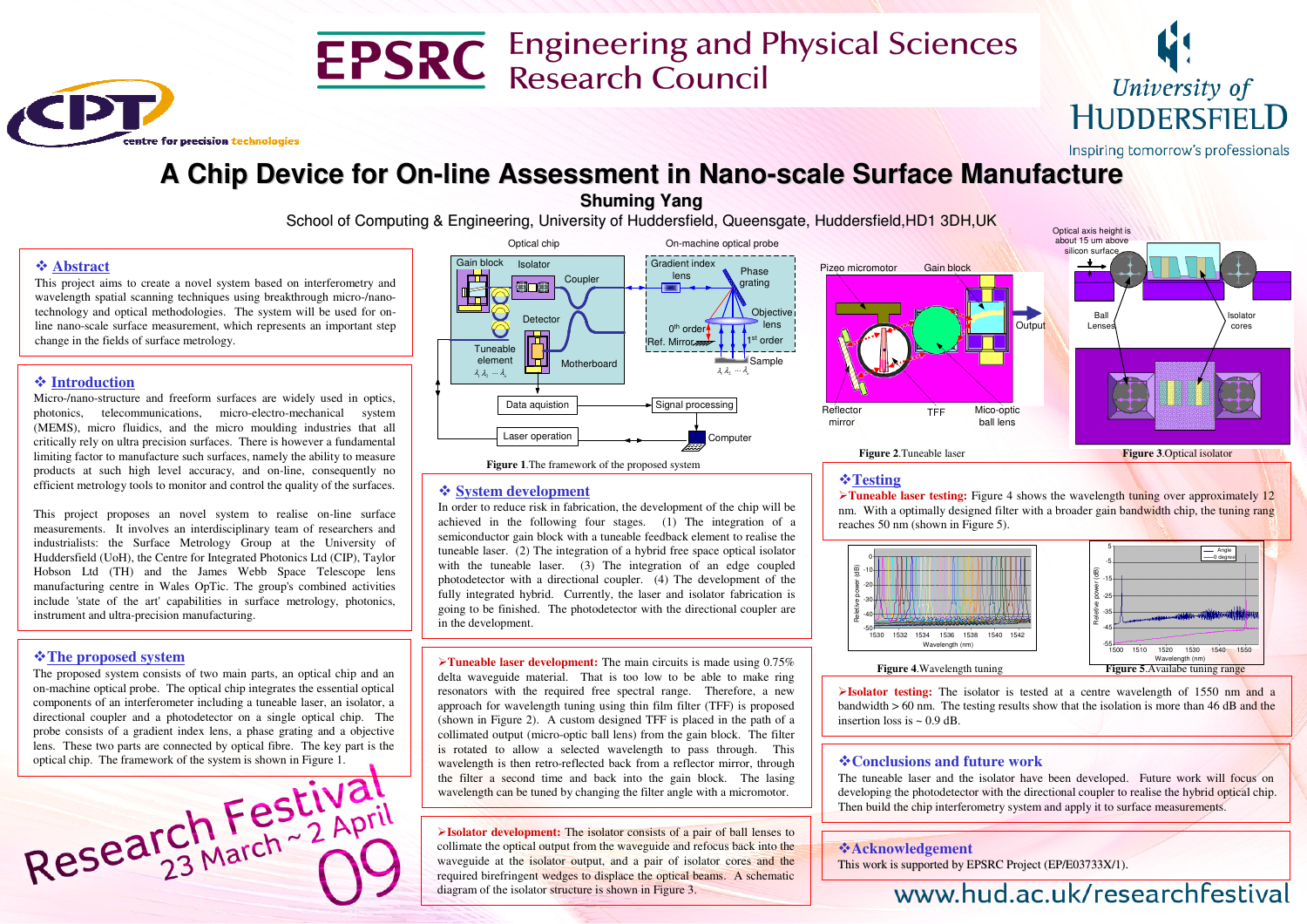# A Chip Device for On-line Assessment in Nano-scale Surface Manufacture

**Shuming Yang**

School of Computing & Engineering, University of Huddersfield, Queensgate, Huddersfield,HD1 3DH,UK

## ❖ Abstract

This project aims to create a novel system based on interferometry and wavelength spatial scanning techniques using breakthrough micro-/nano-technology and optical methodologies. The system will be used for on-line nano-scale surface measurement, which represents an important step change in the fields of surface metrology.

## ❖ Introduction

Micro-/nano-structure and freeform surfaces are widely used in optics, photonics, telecommunications, micro-electro-mechanical system (MEMS), micro fluidics, and the micro moulding industries that all critically rely on ultra precision surfaces. There is however a fundamental limiting factor to manufacture such surfaces, namely the ability to measure products at such high level accuracy, and on-line, consequently no efficient metrology tools to monitor and control the quality of the surfaces.

This project proposes an novel system to realise on-line surface measurements. It involves an interdisciplinary team of researchers and industrialists: the Surface Metrology Group at the University of Huddersfield (UoH), the Centre for Integrated Photonics Ltd (CIP), Taylor Hobson Ltd (TH) and the James Webb Space Telescope lens manufacturing centre in Wales OpTic. The group's combined activities include 'state of the art' capabilities in surface metrology, photonics, instrument and ultra-precision manufacturing.

## ❖ The proposed system

The proposed system consists of two main parts, an optical chip and an on-machine optical probe. The optical chip integrates the essential optical components of an interferometer including a tuneable laser, an isolator, a directional coupler and a photodetector on a single optical chip. The probe consists of a gradient index lens, a phase grating and a objective lens. These two parts are connected by optical fibre. The key part is the optical chip. The framework of the system is shown in Figure 1.

Optical chip
On-machine optical probe
Gain block
Isolator
Coupler
Detector
Tuneable element
$\lambda_1\lambda_2\cdots\lambda_i$
Motherboard
Gradient index lens
Phase grating
Objective lens
$0^{th}$ order
$1^{st}$ order
Ref. Mirror
Sample
$\lambda_1\lambda_2\cdots\lambda_i$
Data aquistion
Signal processing
Laser operation
Computer

**Figure 1**.The framework of the proposed system

## ❖ System development

In order to reduce risk in fabrication, the development of the chip will be achieved in the following four stages. (1) The integration of a semiconductor gain block with a tuneable feedback element to realise the tuneable laser. (2) The integration of a hybrid free space optical isolator with the tuneable laser. (3) The integration of an edge coupled photodetector with a directional coupler. (4) The development of the fully integrated hybrid. Currently, the laser and isolator fabrication is going to be finished. The photodetector with the directional coupler are in the development.

➢**Tuneable laser development:** The main circuits is made using 0.75% delta waveguide material. That is too low to be able to make ring resonators with the required free spectral range. Therefore, a new approach for wavelength tuning using thin film filter (TFF) is proposed (shown in Figure 2). A custom designed TFF is placed in the path of a collimated output (micro-optic ball lens) from the gain block. The filter is rotated to allow a selected wavelength to pass through. This wavelength is then retro-reflected back from a reflector mirror, through the filter a second time and back into the gain block. The lasing wavelength can be tuned by changing the filter angle with a micromotor.

➢**Isolator development:** The isolator consists of a pair of ball lenses to collimate the optical output from the waveguide and refocus back into the waveguide at the isolator output, and a pair of isolator cores and the required birefringent wedges to displace the optical beams. A schematic diagram of the isolator structure is shown in Figure 3.

Pizeo micromotor
Gain block
Output
Reflector mirror
TFF
Mico-optic ball lens

**Figure 2**.Tuneable laser

Optical axis height is about 15 um above silicon surface
Ball Lenses
Isolator cores

**Figure 3**.Optical isolator

## ❖Testing

➢**Tuneable laser testing:** Figure 4 shows the wavelength tuning over approximately 12 nm. With a optimally designed filter with a broader gain bandwidth chip, the tuning rang reaches 50 nm (shown in Figure 5).

Relative power (dB)
0
-10
-20
-30
-40
-50
1530 1532 1534 1536 1538 1540 1542
Wavelength (nm)

**Figure 4**.Wavelength tuning

Relative power (dB)
5
-5
-15
-25
-35
-45
-55
1500 1510 1520 1530 1540 1550
Wavelength (nm)
Angle
0 degree

**Figure 5**.Availabe tuning range

➢**Isolator testing:** The isolator is tested at a centre wavelength of 1550 nm and a bandwidth > 60 nm. The testing results show that the isolation is more than 46 dB and the insertion loss is ~ 0.9 dB.

## ❖Conclusions and future work

The tuneable laser and the isolator have been developed. Future work will focus on developing the photodetector with the directional coupler to realise the hybrid optical chip. Then build the chip interferometry system and apply it to surface measurements.

## ❖Acknowledgement

This work is supported by EPSRC Project (EP/E03733X/1).

www.hud.ac.uk/researchfestival